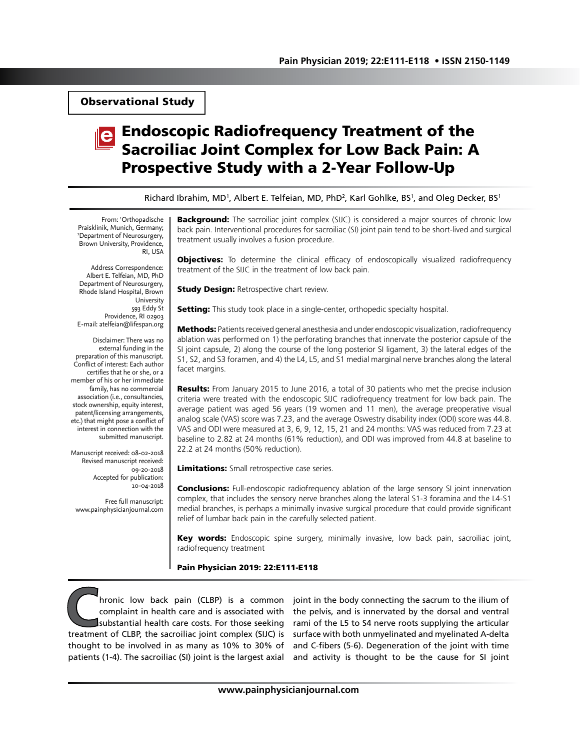Observational Study

# Endoscopic Radiofrequency Treatment of the Sacroiliac Joint Complex for Low Back Pain: A Prospective Study with a 2-Year Follow-Up

Richard Ibrahim, MD[1], Albert E. Telfeian, MD, PhD[2], Karl Gohlke, BS[1], and Oleg Decker, BS[1]

From: [1]Orthopadische Praisklinik, Munich, Germany; [2]Department of Neurosurgery, Brown University, Providence, RI, USA

Address Correspondence:
Albert E. Telfeian, MD, PhD
Department of Neurosurgery, Rhode Island Hospital, Brown University
593 Eddy St
Providence, RI 02903
E-mail: atelfeian@lifespan.org

Disclaimer: There was no external funding in the preparation of this manuscript.
Conflict of interest: Each author certifies that he or she, or a member of his or her immediate family, has no commercial association (i.e., consultancies, stock ownership, equity interest, patent/licensing arrangements, etc.) that might pose a conflict of interest in connection with the submitted manuscript.

Manuscript received: 08-02-2018
Revised manuscript received: 09-20-2018
Accepted for publication: 10-04-2018

Free full manuscript: www.painphysicianjournal.com

**Background:** The sacroiliac joint complex (SIJC) is considered a major sources of chronic low back pain. Interventional procedures for sacroiliac (SI) joint pain tend to be short-lived and surgical treatment usually involves a fusion procedure.

**Objectives:** To determine the clinical efficacy of endoscopically visualized radiofrequency treatment of the SIJC in the treatment of low back pain.

**Study Design:** Retrospective chart review.

**Setting:** This study took place in a single-center, orthopedic specialty hospital.

**Methods:** Patients received general anesthesia and under endoscopic visualization, radiofrequency ablation was performed on 1) the perforating branches that innervate the posterior capsule of the SI joint capsule, 2) along the course of the long posterior SI ligament, 3) the lateral edges of the S1, S2, and S3 foramen, and 4) the L4, L5, and S1 medial marginal nerve branches along the lateral facet margins.

**Results:** From January 2015 to June 2016, a total of 30 patients who met the precise inclusion criteria were treated with the endoscopic SIJC radiofrequency treatment for low back pain. The average patient was aged 56 years (19 women and 11 men), the average preoperative visual analog scale (VAS) score was 7.23, and the average Oswestry disability index (ODI) score was 44.8. VAS and ODI were measured at 3, 6, 9, 12, 15, 21 and 24 months: VAS was reduced from 7.23 at baseline to 2.82 at 24 months (61% reduction), and ODI was improved from 44.8 at baseline to 22.2 at 24 months (50% reduction).

**Limitations:** Small retrospective case series.

**Conclusions:** Full-endoscopic radiofrequency ablation of the large sensory SI joint innervation complex, that includes the sensory nerve branches along the lateral S1-3 foramina and the L4-S1 medial branches, is perhaps a minimally invasive surgical procedure that could provide significant relief of lumbar back pain in the carefully selected patient.

**Key words:** Endoscopic spine surgery, minimally invasive, low back pain, sacroiliac joint, radiofrequency treatment

**Pain Physician 2019: 22:E111-E118**

Chronic low back pain (CLBP) is a common complaint in health care and is associated with substantial health care costs. For those seeking treatment of CLBP, the sacroiliac joint complex (SIJC) is thought to be involved in as many as 10% to 30% of patients (1-4). The sacroiliac (SI) joint is the largest axial joint in the body connecting the sacrum to the ilium of the pelvis, and is innervated by the dorsal and ventral rami of the L5 to S4 nerve roots supplying the articular surface with both unmyelinated and myelinated A-delta and C-fibers (5-6). Degeneration of the joint with time and activity is thought to be the cause for SI joint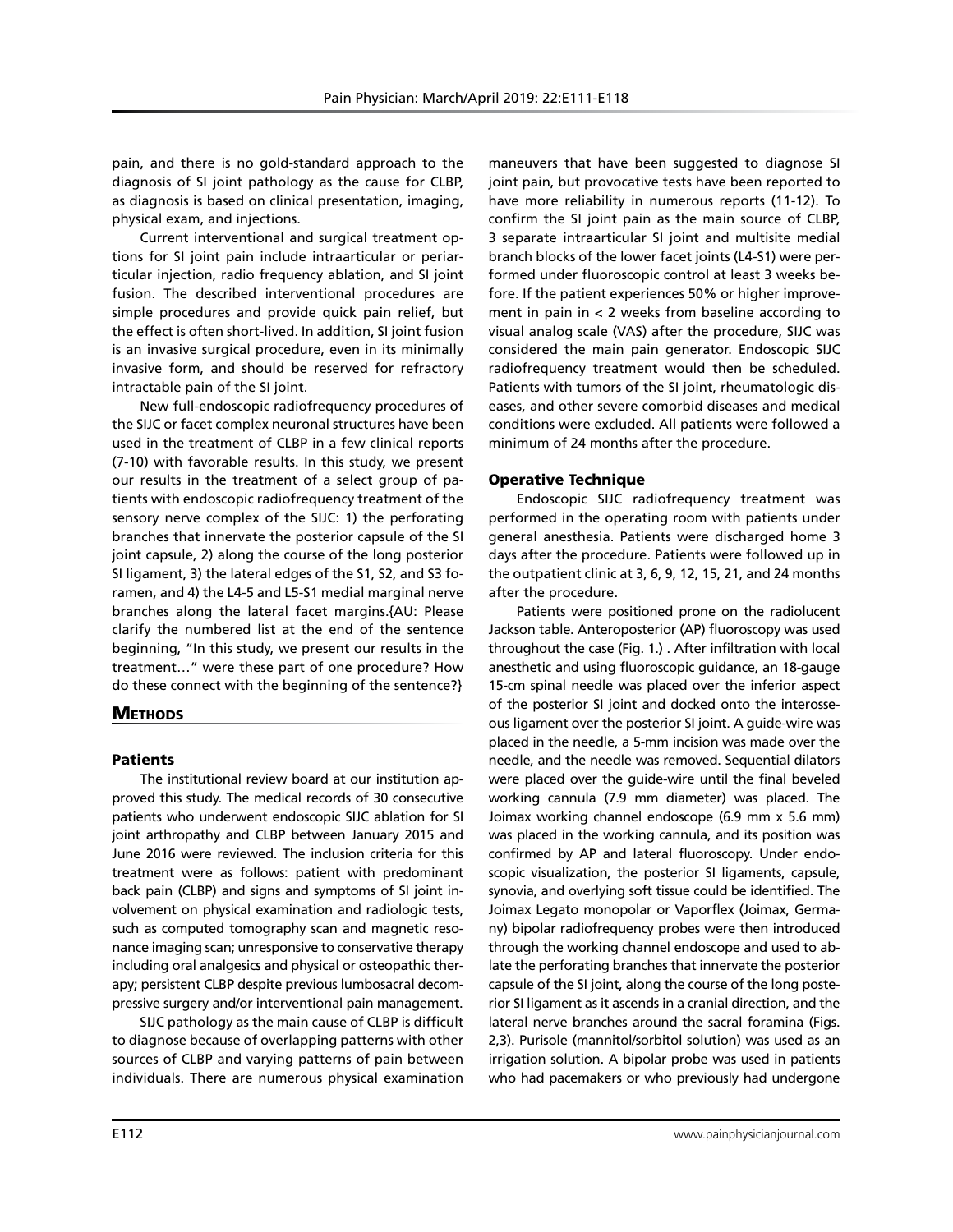pain, and there is no gold-standard approach to the diagnosis of SI joint pathology as the cause for CLBP, as diagnosis is based on clinical presentation, imaging, physical exam, and injections.

Current interventional and surgical treatment options for SI joint pain include intraarticular or periarticular injection, radio frequency ablation, and SI joint fusion. The described interventional procedures are simple procedures and provide quick pain relief, but the effect is often short-lived. In addition, SI joint fusion is an invasive surgical procedure, even in its minimally invasive form, and should be reserved for refractory intractable pain of the SI joint.

New full-endoscopic radiofrequency procedures of the SIJC or facet complex neuronal structures have been used in the treatment of CLBP in a few clinical reports (7-10) with favorable results. In this study, we present our results in the treatment of a select group of patients with endoscopic radiofrequency treatment of the sensory nerve complex of the SIJC: 1) the perforating branches that innervate the posterior capsule of the SI joint capsule, 2) along the course of the long posterior SI ligament, 3) the lateral edges of the S1, S2, and S3 foramen, and 4) the L4-5 and L5-S1 medial marginal nerve branches along the lateral facet margins.{AU: Please clarify the numbered list at the end of the sentence beginning, "In this study, we present our results in the treatment…" were these part of one procedure? How do these connect with the beginning of the sentence?}

## Methods

### Patients

The institutional review board at our institution approved this study. The medical records of 30 consecutive patients who underwent endoscopic SIJC ablation for SI joint arthropathy and CLBP between January 2015 and June 2016 were reviewed. The inclusion criteria for this treatment were as follows: patient with predominant back pain (CLBP) and signs and symptoms of SI joint involvement on physical examination and radiologic tests, such as computed tomography scan and magnetic resonance imaging scan; unresponsive to conservative therapy including oral analgesics and physical or osteopathic therapy; persistent CLBP despite previous lumbosacral decompressive surgery and/or interventional pain management.

SIJC pathology as the main cause of CLBP is difficult to diagnose because of overlapping patterns with other sources of CLBP and varying patterns of pain between individuals. There are numerous physical examination maneuvers that have been suggested to diagnose SI joint pain, but provocative tests have been reported to have more reliability in numerous reports (11-12). To confirm the SI joint pain as the main source of CLBP, 3 separate intraarticular SI joint and multisite medial branch blocks of the lower facet joints (L4-S1) were performed under fluoroscopic control at least 3 weeks before. If the patient experiences 50% or higher improvement in pain in < 2 weeks from baseline according to visual analog scale (VAS) after the procedure, SIJC was considered the main pain generator. Endoscopic SIJC radiofrequency treatment would then be scheduled. Patients with tumors of the SI joint, rheumatologic diseases, and other severe comorbid diseases and medical conditions were excluded. All patients were followed a minimum of 24 months after the procedure.

### Operative Technique

Endoscopic SIJC radiofrequency treatment was performed in the operating room with patients under general anesthesia. Patients were discharged home 3 days after the procedure. Patients were followed up in the outpatient clinic at 3, 6, 9, 12, 15, 21, and 24 months after the procedure.

Patients were positioned prone on the radiolucent Jackson table. Anteroposterior (AP) fluoroscopy was used throughout the case (Fig. 1.) . After infiltration with local anesthetic and using fluoroscopic guidance, an 18-gauge 15-cm spinal needle was placed over the inferior aspect of the posterior SI joint and docked onto the interosseous ligament over the posterior SI joint. A guide-wire was placed in the needle, a 5-mm incision was made over the needle, and the needle was removed. Sequential dilators were placed over the guide-wire until the final beveled working cannula (7.9 mm diameter) was placed. The Joimax working channel endoscope (6.9 mm x 5.6 mm) was placed in the working cannula, and its position was confirmed by AP and lateral fluoroscopy. Under endoscopic visualization, the posterior SI ligaments, capsule, synovia, and overlying soft tissue could be identified. The Joimax Legato monopolar or Vaporflex (Joimax, Germany) bipolar radiofrequency probes were then introduced through the working channel endoscope and used to ablate the perforating branches that innervate the posterior capsule of the SI joint, along the course of the long posterior SI ligament as it ascends in a cranial direction, and the lateral nerve branches around the sacral foramina (Figs. 2,3). Purisole (mannitol/sorbitol solution) was used as an irrigation solution. A bipolar probe was used in patients who had pacemakers or who previously had undergone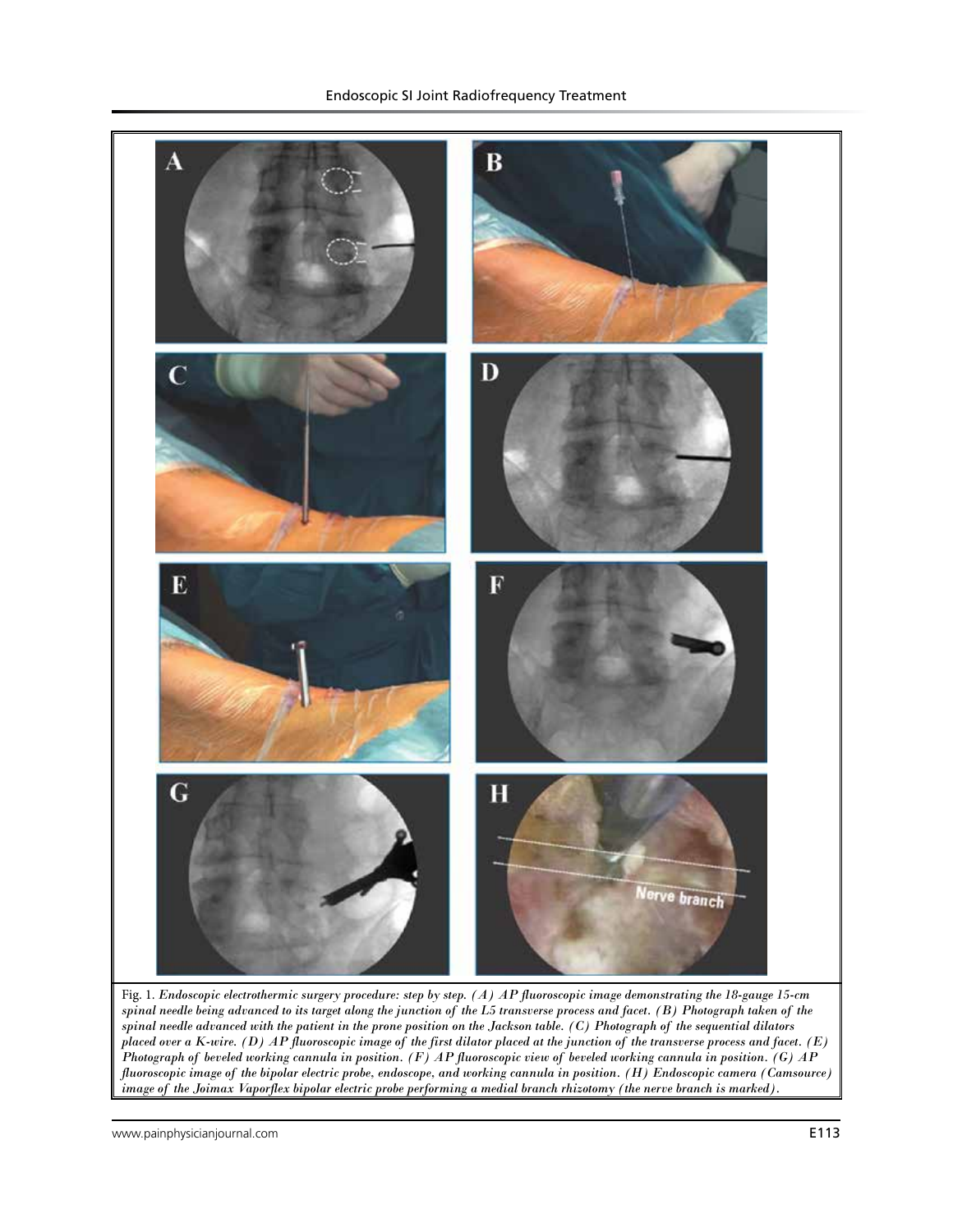Fig. 1. *Endoscopic electrothermic surgery procedure: step by step. (A) AP fluoroscopic image demonstrating the 18-gauge 15-cm spinal needle being advanced to its target along the junction of the L5 transverse process and facet. (B) Photograph taken of the spinal needle advanced with the patient in the prone position on the Jackson table. (C) Photograph of the sequential dilators placed over a K-wire. (D) AP fluoroscopic image of the first dilator placed at the junction of the transverse process and facet. (E) Photograph of beveled working cannula in position. (F) AP fluoroscopic view of beveled working cannula in position. (G) AP fluoroscopic image of the bipolar electric probe, endoscope, and working cannula in position. (H) Endoscopic camera (Camsource) image of the Joimax Vaporflex bipolar electric probe performing a medial branch rhizotomy (the nerve branch is marked).*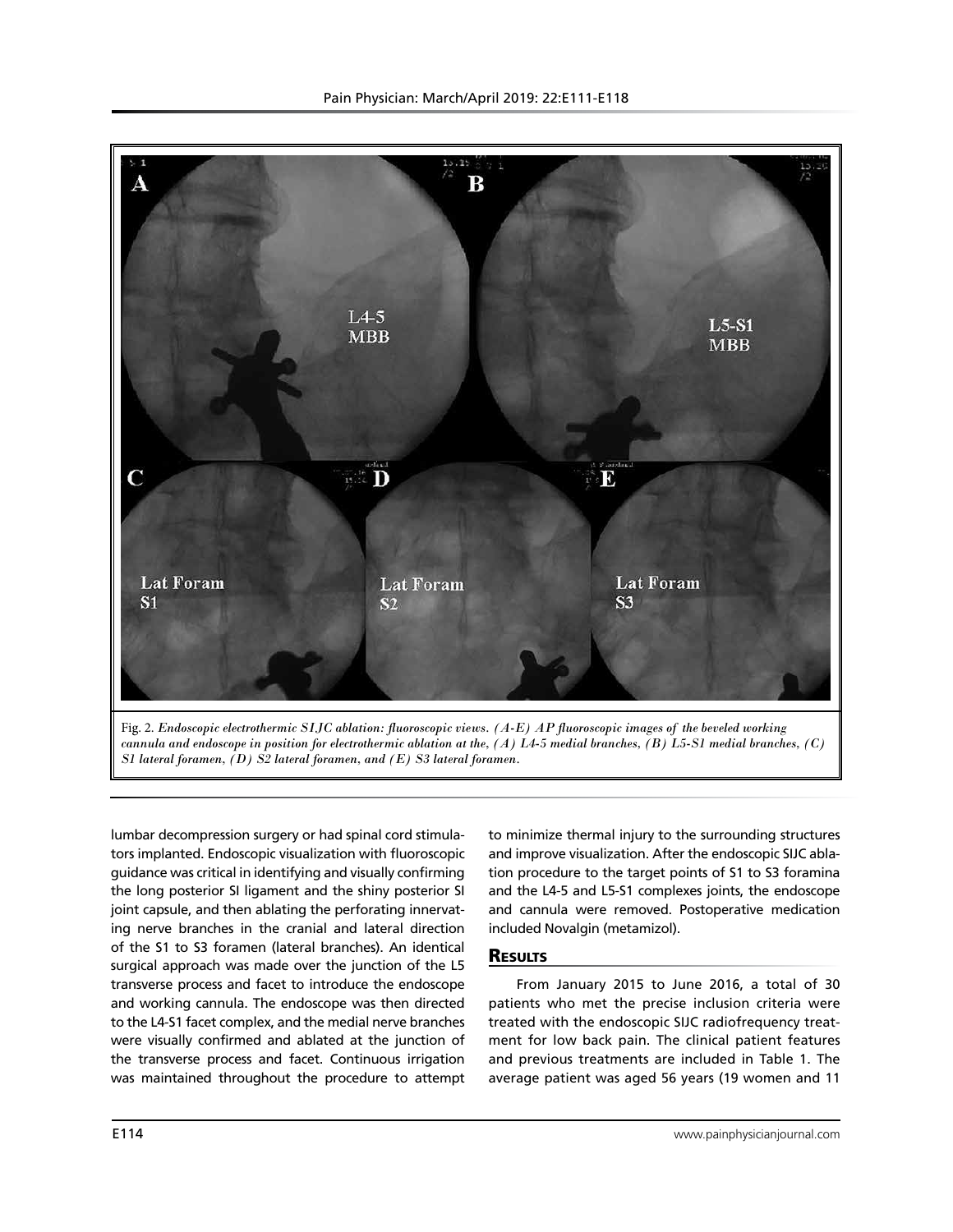Fig. 2. *Endoscopic electrothermic SIJC ablation: fluoroscopic views. (A-E) AP fluoroscopic images of the beveled working cannula and endoscope in position for electrothermic ablation at the, (A) L4-5 medial branches, (B) L5-S1 medial branches, (C) S1 lateral foramen, (D) S2 lateral foramen, and (E) S3 lateral foramen.*

lumbar decompression surgery or had spinal cord stimulators implanted. Endoscopic visualization with fluoroscopic guidance was critical in identifying and visually confirming the long posterior SI ligament and the shiny posterior SI joint capsule, and then ablating the perforating innervating nerve branches in the cranial and lateral direction of the S1 to S3 foramen (lateral branches). An identical surgical approach was made over the junction of the L5 transverse process and facet to introduce the endoscope and working cannula. The endoscope was then directed to the L4-S1 facet complex, and the medial nerve branches were visually confirmed and ablated at the junction of the transverse process and facet. Continuous irrigation was maintained throughout the procedure to attempt to minimize thermal injury to the surrounding structures and improve visualization. After the endoscopic SIJC ablation procedure to the target points of S1 to S3 foramina and the L4-5 and L5-S1 complexes joints, the endoscope and cannula were removed. Postoperative medication included Novalgin (metamizol).

## Results

From January 2015 to June 2016, a total of 30 patients who met the precise inclusion criteria were treated with the endoscopic SIJC radiofrequency treatment for low back pain. The clinical patient features and previous treatments are included in Table 1. The average patient was aged 56 years (19 women and 11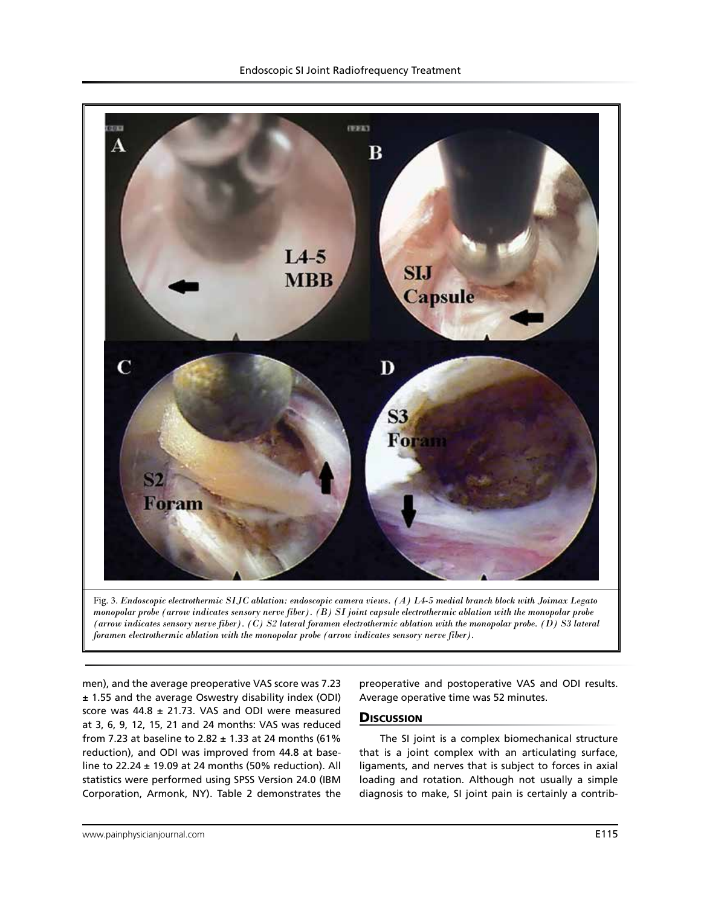Fig. 3. *Endoscopic electrothermic SIJC ablation: endoscopic camera views. (A) L4-5 medial branch block with Joimax Legato monopolar probe (arrow indicates sensory nerve fiber). (B) SI joint capsule electrothermic ablation with the monopolar probe (arrow indicates sensory nerve fiber). (C) S2 lateral foramen electrothermic ablation with the monopolar probe. (D) S3 lateral foramen electrothermic ablation with the monopolar probe (arrow indicates sensory nerve fiber).*

men), and the average preoperative VAS score was 7.23 ± 1.55 and the average Oswestry disability index (ODI) score was 44.8 ± 21.73. VAS and ODI were measured at 3, 6, 9, 12, 15, 21 and 24 months: VAS was reduced from 7.23 at baseline to 2.82 ± 1.33 at 24 months (61% reduction), and ODI was improved from 44.8 at baseline to 22.24 ± 19.09 at 24 months (50% reduction). All statistics were performed using SPSS Version 24.0 (IBM Corporation, Armonk, NY). Table 2 demonstrates the preoperative and postoperative VAS and ODI results. Average operative time was 52 minutes.

## Discussion

The SI joint is a complex biomechanical structure that is a joint complex with an articulating surface, ligaments, and nerves that is subject to forces in axial loading and rotation. Although not usually a simple diagnosis to make, SI joint pain is certainly a contrib-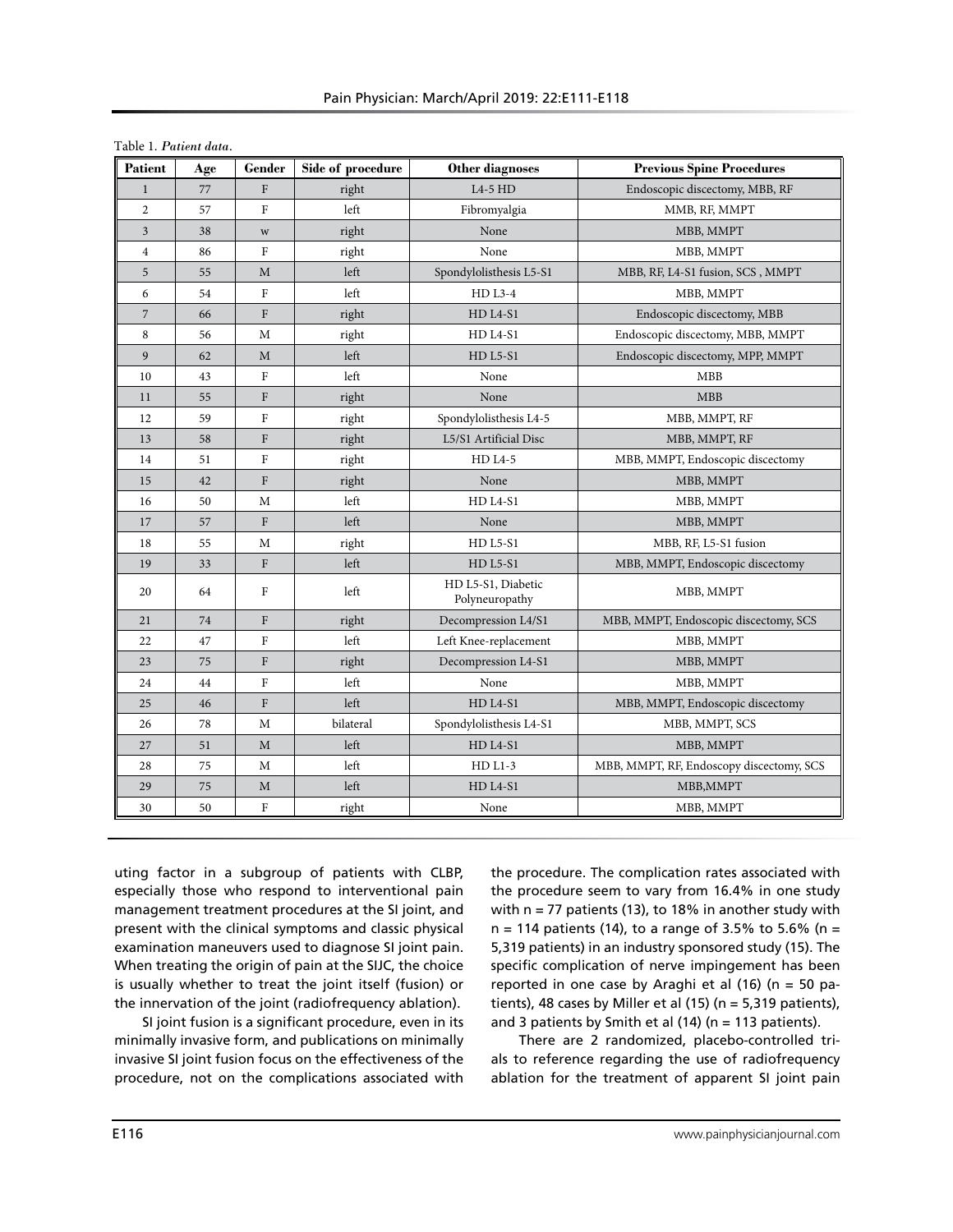Table 1. *Patient data.*

| Patient | Age | Gender | Side of procedure | Other diagnoses | Previous Spine Procedures |
|---|---|---|---|---|---|
| 1 | 77 | F | right | L4-5 HD | Endoscopic discectomy, MBB, RF |
| 2 | 57 | F | left | Fibromyalgia | MMB, RF, MMPT |
| 3 | 38 | w | right | None | MBB, MMPT |
| 4 | 86 | F | right | None | MBB, MMPT |
| 5 | 55 | M | left | Spondylolisthesis L5-S1 | MBB, RF, L4-S1 fusion, SCS , MMPT |
| 6 | 54 | F | left | HD L3-4 | MBB, MMPT |
| 7 | 66 | F | right | HD L4-S1 | Endoscopic discectomy, MBB |
| 8 | 56 | M | right | HD L4-S1 | Endoscopic discectomy, MBB, MMPT |
| 9 | 62 | M | left | HD L5-S1 | Endoscopic discectomy, MPP, MMPT |
| 10 | 43 | F | left | None | MBB |
| 11 | 55 | F | right | None | MBB |
| 12 | 59 | F | right | Spondylolisthesis L4-5 | MBB, MMPT, RF |
| 13 | 58 | F | right | L5/S1 Artificial Disc | MBB, MMPT, RF |
| 14 | 51 | F | right | HD L4-5 | MBB, MMPT, Endoscopic discectomy |
| 15 | 42 | F | right | None | MBB, MMPT |
| 16 | 50 | M | left | HD L4-S1 | MBB, MMPT |
| 17 | 57 | F | left | None | MBB, MMPT |
| 18 | 55 | M | right | HD L5-S1 | MBB, RF, L5-S1 fusion |
| 19 | 33 | F | left | HD L5-S1 | MBB, MMPT, Endoscopic discectomy |
| 20 | 64 | F | left | HD L5-S1, Diabetic Polyneuropathy | MBB, MMPT |
| 21 | 74 | F | right | Decompression L4/S1 | MBB, MMPT, Endoscopic discectomy, SCS |
| 22 | 47 | F | left | Left Knee-replacement | MBB, MMPT |
| 23 | 75 | F | right | Decompression L4-S1 | MBB, MMPT |
| 24 | 44 | F | left | None | MBB, MMPT |
| 25 | 46 | F | left | HD L4-S1 | MBB, MMPT, Endoscopic discectomy |
| 26 | 78 | M | bilateral | Spondylolisthesis L4-S1 | MBB, MMPT, SCS |
| 27 | 51 | M | left | HD L4-S1 | MBB, MMPT |
| 28 | 75 | M | left | HD L1-3 | MBB, MMPT, RF, Endoscopy discectomy, SCS |
| 29 | 75 | M | left | HD L4-S1 | MBB,MMPT |
| 30 | 50 | F | right | None | MBB, MMPT |

uting factor in a subgroup of patients with CLBP, especially those who respond to interventional pain management treatment procedures at the SI joint, and present with the clinical symptoms and classic physical examination maneuvers used to diagnose SI joint pain. When treating the origin of pain at the SIJC, the choice is usually whether to treat the joint itself (fusion) or the innervation of the joint (radiofrequency ablation).

SI joint fusion is a significant procedure, even in its minimally invasive form, and publications on minimally invasive SI joint fusion focus on the effectiveness of the procedure, not on the complications associated with the procedure. The complication rates associated with the procedure seem to vary from 16.4% in one study with n = 77 patients (13), to 18% in another study with n = 114 patients (14), to a range of 3.5% to 5.6% (n = 5,319 patients) in an industry sponsored study (15). The specific complication of nerve impingement has been reported in one case by Araghi et al (16) (n = 50 patients), 48 cases by Miller et al (15) (n = 5,319 patients), and 3 patients by Smith et al (14) (n = 113 patients).

There are 2 randomized, placebo-controlled trials to reference regarding the use of radiofrequency ablation for the treatment of apparent SI joint pain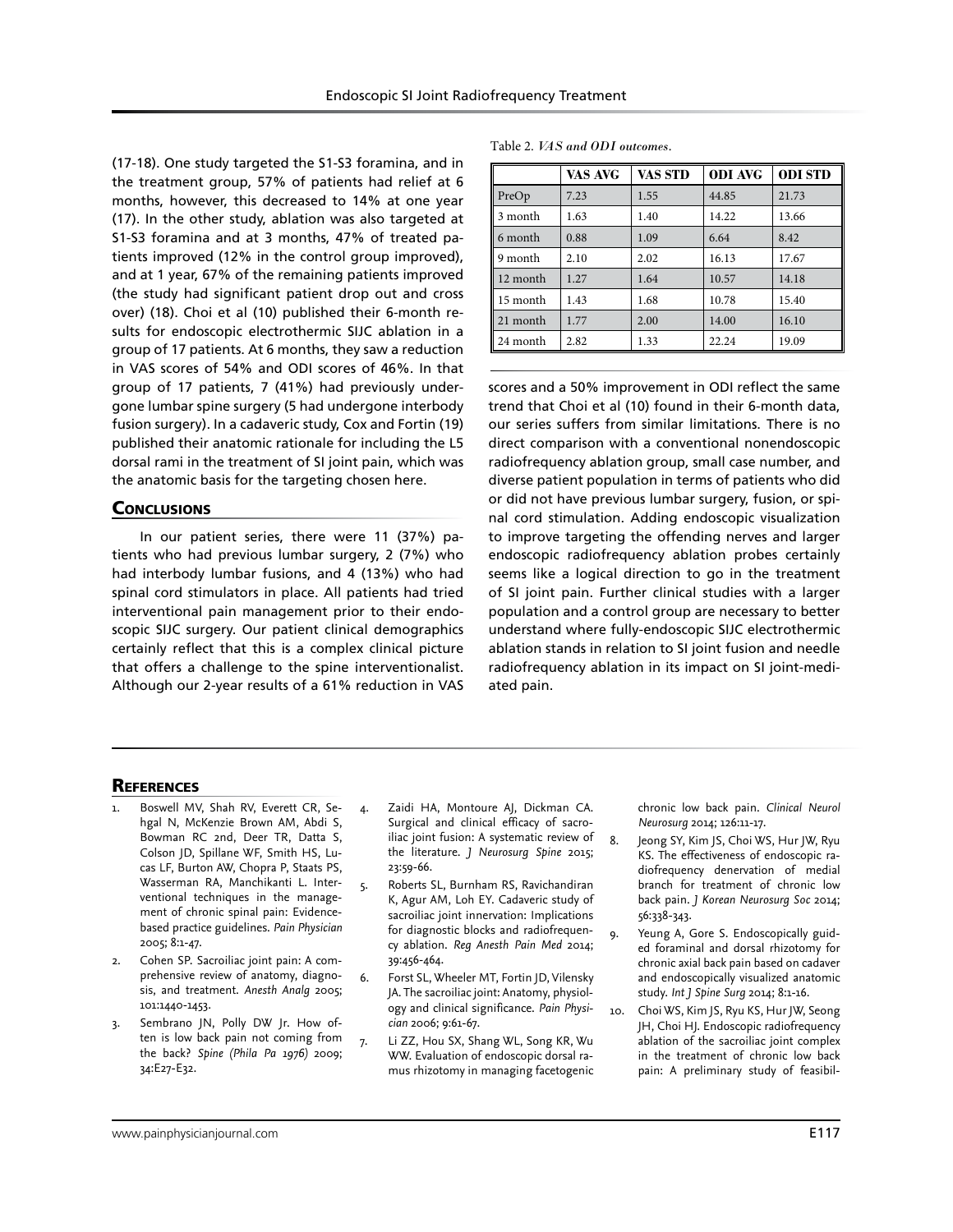(17-18). One study targeted the S1-S3 foramina, and in the treatment group, 57% of patients had relief at 6 months, however, this decreased to 14% at one year (17). In the other study, ablation was also targeted at S1-S3 foramina and at 3 months, 47% of treated patients improved (12% in the control group improved), and at 1 year, 67% of the remaining patients improved (the study had significant patient drop out and cross over) (18). Choi et al (10) published their 6-month results for endoscopic electrothermic SIJC ablation in a group of 17 patients. At 6 months, they saw a reduction in VAS scores of 54% and ODI scores of 46%. In that group of 17 patients, 7 (41%) had previously undergone lumbar spine surgery (5 had undergone interbody fusion surgery). In a cadaveric study, Cox and Fortin (19) published their anatomic rationale for including the L5 dorsal rami in the treatment of SI joint pain, which was the anatomic basis for the targeting chosen here.

## Conclusions

In our patient series, there were 11 (37%) patients who had previous lumbar surgery, 2 (7%) who had interbody lumbar fusions, and 4 (13%) who had spinal cord stimulators in place. All patients had tried interventional pain management prior to their endoscopic SIJC surgery. Our patient clinical demographics certainly reflect that this is a complex clinical picture that offers a challenge to the spine interventionalist. Although our 2-year results of a 61% reduction in VAS scores and a 50% improvement in ODI reflect the same trend that Choi et al (10) found in their 6-month data, our series suffers from similar limitations. There is no direct comparison with a conventional nonendoscopic radiofrequency ablation group, small case number, and diverse patient population in terms of patients who did or did not have previous lumbar surgery, fusion, or spinal cord stimulation. Adding endoscopic visualization to improve targeting the offending nerves and larger endoscopic radiofrequency ablation probes certainly seems like a logical direction to go in the treatment of SI joint pain. Further clinical studies with a larger population and a control group are necessary to better understand where fully-endoscopic SIJC electrothermic ablation stands in relation to SI joint fusion and needle radiofrequency ablation in its impact on SI joint-mediated pain.

Table 2. *VAS and ODI outcomes.*

| | VAS AVG | VAS STD | ODI AVG | ODI STD |
|---|---|---|---|---|
| PreOp | 7.23 | 1.55 | 44.85 | 21.73 |
| 3 month | 1.63 | 1.40 | 14.22 | 13.66 |
| 6 month | 0.88 | 1.09 | 6.64 | 8.42 |
| 9 month | 2.10 | 2.02 | 16.13 | 17.67 |
| 12 month | 1.27 | 1.64 | 10.57 | 14.18 |
| 15 month | 1.43 | 1.68 | 10.78 | 15.40 |
| 21 month | 1.77 | 2.00 | 14.00 | 16.10 |
| 24 month | 2.82 | 1.33 | 22.24 | 19.09 |

## References

1. Boswell MV, Shah RV, Everett CR, Sehgal N, McKenzie Brown AM, Abdi S, Bowman RC 2nd, Deer TR, Datta S, Colson JD, Spillane WF, Smith HS, Lucas LF, Burton AW, Chopra P, Staats PS, Wasserman RA, Manchikanti L. Interventional techniques in the management of chronic spinal pain: Evidence-based practice guidelines. *Pain Physician* 2005; 8:1-47.
2. Cohen SP. Sacroiliac joint pain: A comprehensive review of anatomy, diagnosis, and treatment. *Anesth Analg* 2005; 101:1440-1453.
3. Sembrano JN, Polly DW Jr. How often is low back pain not coming from the back? *Spine (Phila Pa 1976)* 2009; 34:E27-E32.
4. Zaidi HA, Montoure AJ, Dickman CA. Surgical and clinical efficacy of sacroiliac joint fusion: A systematic review of the literature. *J Neurosurg Spine* 2015; 23:59-66.
5. Roberts SL, Burnham RS, Ravichandiran K, Agur AM, Loh EY. Cadaveric study of sacroiliac joint innervation: Implications for diagnostic blocks and radiofrequency ablation. *Reg Anesth Pain Med* 2014; 39:456-464.
6. Forst SL, Wheeler MT, Fortin JD, Vilensky JA. The sacroiliac joint: Anatomy, physiology and clinical significance. *Pain Physician* 2006; 9:61-67.
7. Li ZZ, Hou SX, Shang WL, Song KR, Wu WW. Evaluation of endoscopic dorsal ramus rhizotomy in managing facetogenic chronic low back pain. *Clinical Neurol Neurosurg* 2014; 126:11-17.
8. Jeong SY, Kim JS, Choi WS, Hur JW, Ryu KS. The effectiveness of endoscopic radiofrequency denervation of medial branch for treatment of chronic low back pain. *J Korean Neurosurg Soc* 2014; 56:338-343.
9. Yeung A, Gore S. Endoscopically guided foraminal and dorsal rhizotomy for chronic axial back pain based on cadaver and endoscopically visualized anatomic study. *Int J Spine Surg* 2014; 8:1-16.
10. Choi WS, Kim JS, Ryu KS, Hur JW, Seong JH, Choi HJ. Endoscopic radiofrequency ablation of the sacroiliac joint complex in the treatment of chronic low back pain: A preliminary study of feasibil-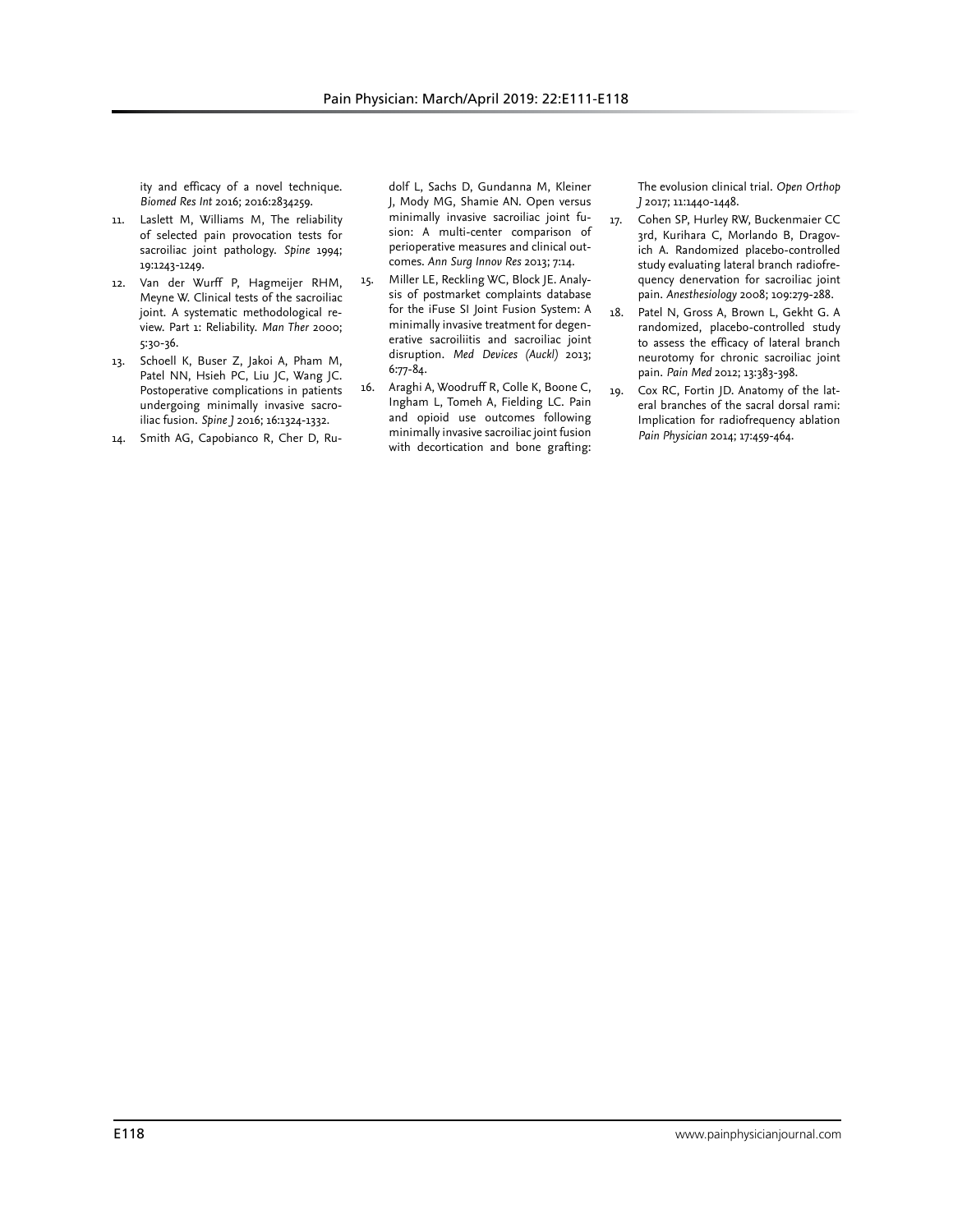ity and efficacy of a novel technique. *Biomed Res Int* 2016; 2016:2834259.

11. Laslett M, Williams M, The reliability of selected pain provocation tests for sacroiliac joint pathology. *Spine* 1994; 19:1243-1249.
12. Van der Wurff P, Hagmeijer RHM, Meyne W. Clinical tests of the sacroiliac joint. A systematic methodological review. Part 1: Reliability. *Man Ther* 2000; 5:30-36.
13. Schoell K, Buser Z, Jakoi A, Pham M, Patel NN, Hsieh PC, Liu JC, Wang JC. Postoperative complications in patients undergoing minimally invasive sacroiliac fusion. *Spine J* 2016; 16:1324-1332.
14. Smith AG, Capobianco R, Cher D, Rudolf L, Sachs D, Gundanna M, Kleiner J, Mody MG, Shamie AN. Open versus minimally invasive sacroiliac joint fusion: A multi-center comparison of perioperative measures and clinical outcomes. *Ann Surg Innov Res* 2013; 7:14.
15. Miller LE, Reckling WC, Block JE. Analysis of postmarket complaints database for the iFuse SI Joint Fusion System: A minimally invasive treatment for degenerative sacroiliitis and sacroiliac joint disruption. *Med Devices (Auckl)* 2013; 6:77-84.
16. Araghi A, Woodruff R, Colle K, Boone C, Ingham L, Tomeh A, Fielding LC. Pain and opioid use outcomes following minimally invasive sacroiliac joint fusion with decortication and bone grafting: The evolusion clinical trial. *Open Orthop J* 2017; 11:1440-1448.
17. Cohen SP, Hurley RW, Buckenmaier CC 3rd, Kurihara C, Morlando B, Dragovich A. Randomized placebo-controlled study evaluating lateral branch radiofrequency denervation for sacroiliac joint pain. *Anesthesiology* 2008; 109:279-288.
18. Patel N, Gross A, Brown L, Gekht G. A randomized, placebo-controlled study to assess the efficacy of lateral branch neurotomy for chronic sacroiliac joint pain. *Pain Med* 2012; 13:383-398.
19. Cox RC, Fortin JD. Anatomy of the lateral branches of the sacral dorsal rami: Implication for radiofrequency ablation *Pain Physician* 2014; 17:459-464.